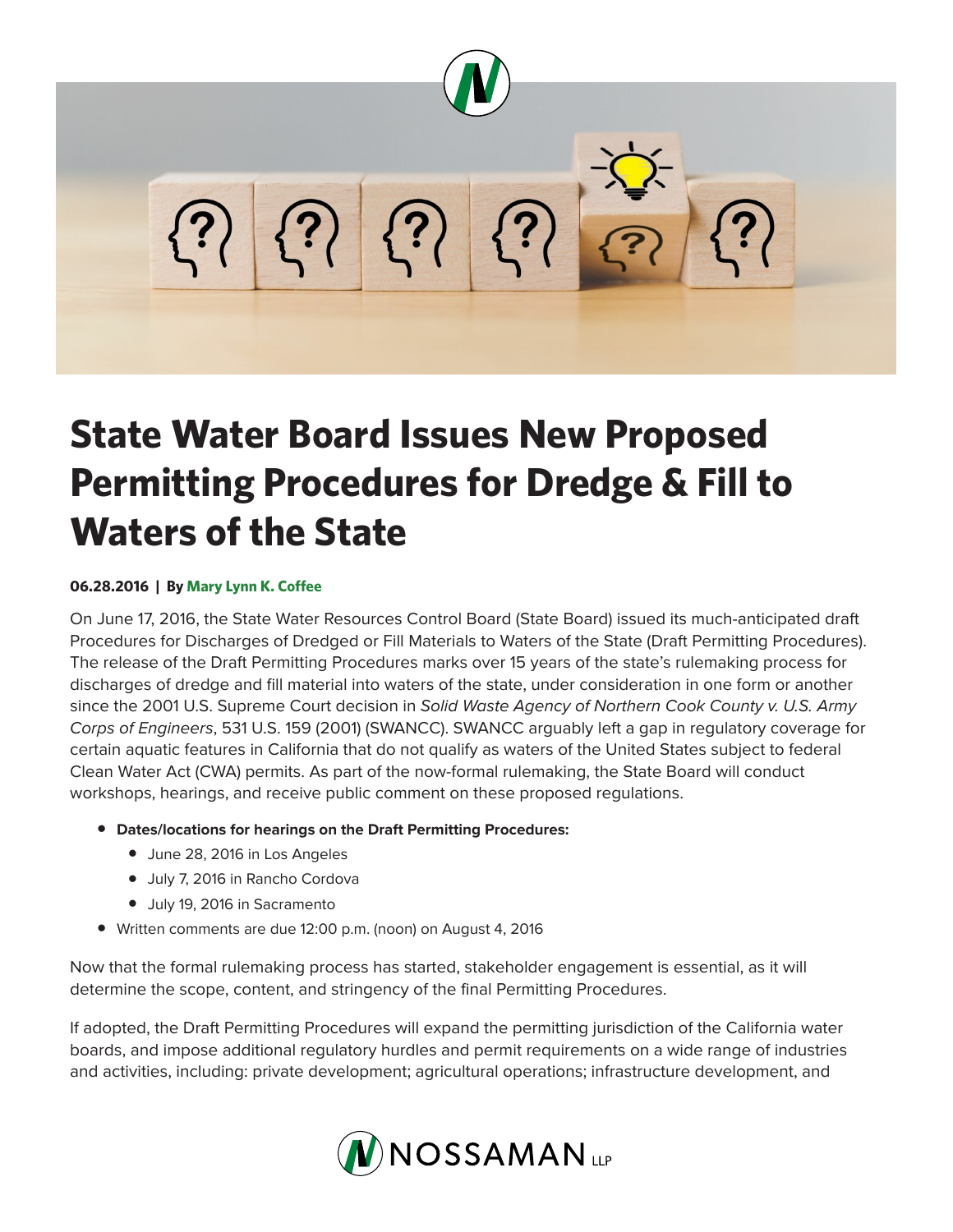# State Water Board Issues New Proposed Permitting Procedures for Dredge & Fill to Waters of the State

**06.28.2016 | By Mary Lynn K. Coffee**

On June 17, 2016, the State Water Resources Control Board (State Board) issued its much-anticipated draft Procedures for Discharges of Dredged or Fill Materials to Waters of the State (Draft Permitting Procedures). The release of the Draft Permitting Procedures marks over 15 years of the state's rulemaking process for discharges of dredge and fill material into waters of the state, under consideration in one form or another since the 2001 U.S. Supreme Court decision in *Solid Waste Agency of Northern Cook County v. U.S. Army Corps of Engineers*, 531 U.S. 159 (2001) (SWANCC). SWANCC arguably left a gap in regulatory coverage for certain aquatic features in California that do not qualify as waters of the United States subject to federal Clean Water Act (CWA) permits. As part of the now-formal rulemaking, the State Board will conduct workshops, hearings, and receive public comment on these proposed regulations.

- **Dates/locations for hearings on the Draft Permitting Procedures:**
  - June 28, 2016 in Los Angeles
  - July 7, 2016 in Rancho Cordova
  - July 19, 2016 in Sacramento
- Written comments are due 12:00 p.m. (noon) on August 4, 2016

Now that the formal rulemaking process has started, stakeholder engagement is essential, as it will determine the scope, content, and stringency of the final Permitting Procedures.

If adopted, the Draft Permitting Procedures will expand the permitting jurisdiction of the California water boards, and impose additional regulatory hurdles and permit requirements on a wide range of industries and activities, including: private development; agricultural operations; infrastructure development, and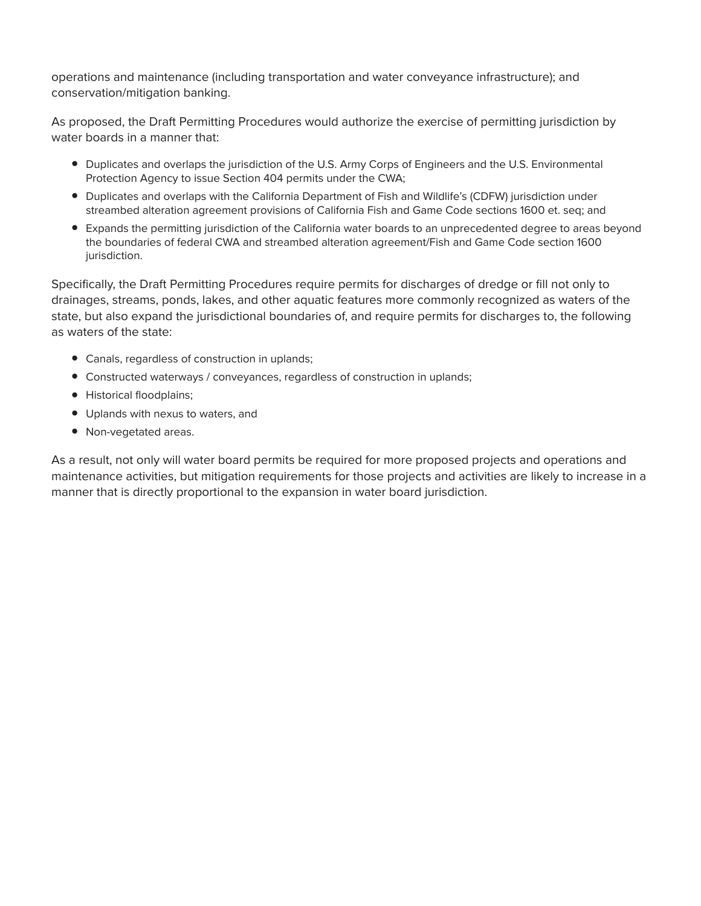operations and maintenance (including transportation and water conveyance infrastructure); and conservation/mitigation banking.

As proposed, the Draft Permitting Procedures would authorize the exercise of permitting jurisdiction by water boards in a manner that:

- Duplicates and overlaps the jurisdiction of the U.S. Army Corps of Engineers and the U.S. Environmental Protection Agency to issue Section 404 permits under the CWA;
- Duplicates and overlaps with the California Department of Fish and Wildlife's (CDFW) jurisdiction under streambed alteration agreement provisions of California Fish and Game Code sections 1600 et. seq; and
- Expands the permitting jurisdiction of the California water boards to an unprecedented degree to areas beyond the boundaries of federal CWA and streambed alteration agreement/Fish and Game Code section 1600 jurisdiction.

Specifically, the Draft Permitting Procedures require permits for discharges of dredge or fill not only to drainages, streams, ponds, lakes, and other aquatic features more commonly recognized as waters of the state, but also expand the jurisdictional boundaries of, and require permits for discharges to, the following as waters of the state:

- Canals, regardless of construction in uplands;
- Constructed waterways / conveyances, regardless of construction in uplands;
- Historical floodplains;
- Uplands with nexus to waters, and
- Non-vegetated areas.

As a result, not only will water board permits be required for more proposed projects and operations and maintenance activities, but mitigation requirements for those projects and activities are likely to increase in a manner that is directly proportional to the expansion in water board jurisdiction.